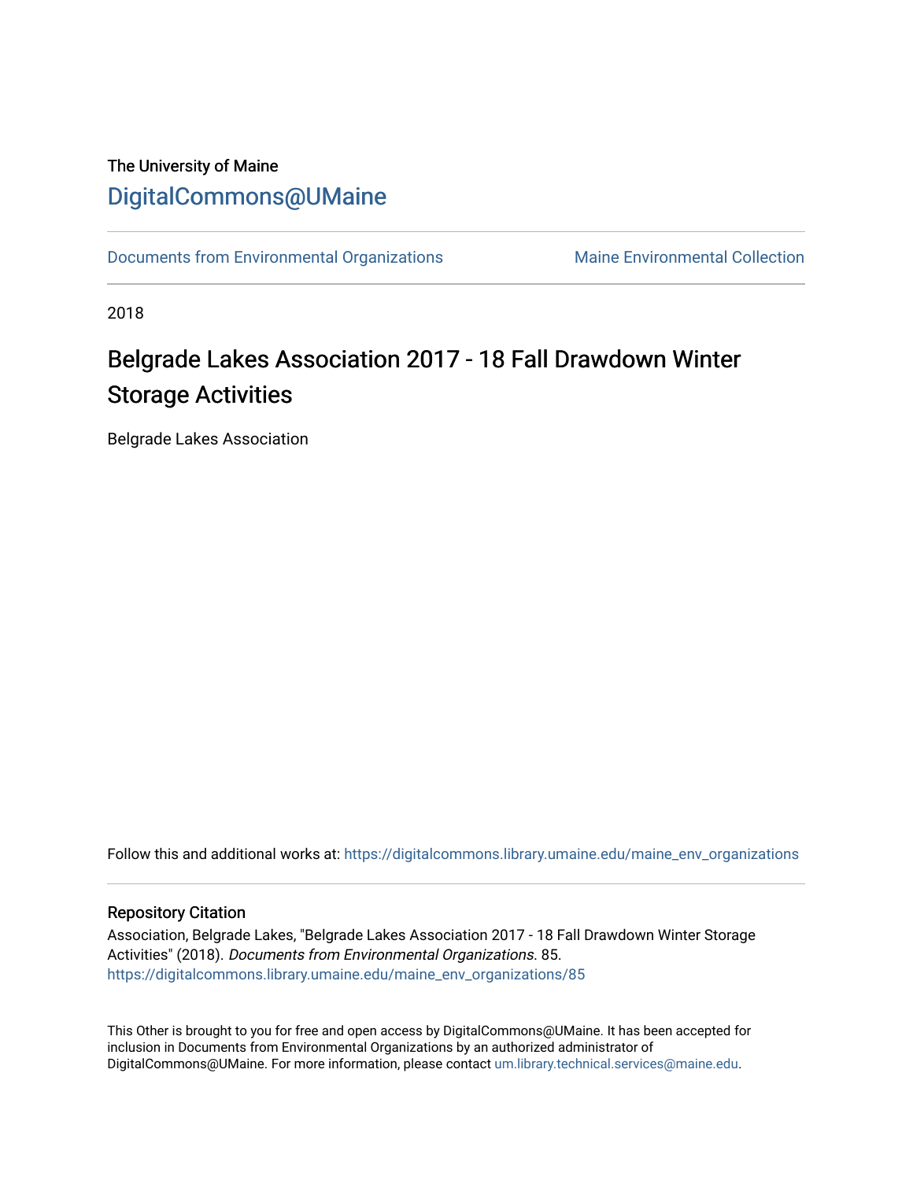The University of Maine

# DigitalCommons@UMaine

Documents from Environmental Organizations | Maine Environmental Collection

2018

## Belgrade Lakes Association 2017 - 18 Fall Drawdown Winter Storage Activities

Belgrade Lakes Association

Follow this and additional works at: https://digitalcommons.library.umaine.edu/maine_env_organizations

### Repository Citation

Association, Belgrade Lakes, "Belgrade Lakes Association 2017 - 18 Fall Drawdown Winter Storage Activities" (2018). *Documents from Environmental Organizations*. 85.
https://digitalcommons.library.umaine.edu/maine_env_organizations/85

This Other is brought to you for free and open access by DigitalCommons@UMaine. It has been accepted for inclusion in Documents from Environmental Organizations by an authorized administrator of DigitalCommons@UMaine. For more information, please contact um.library.technical.services@maine.edu.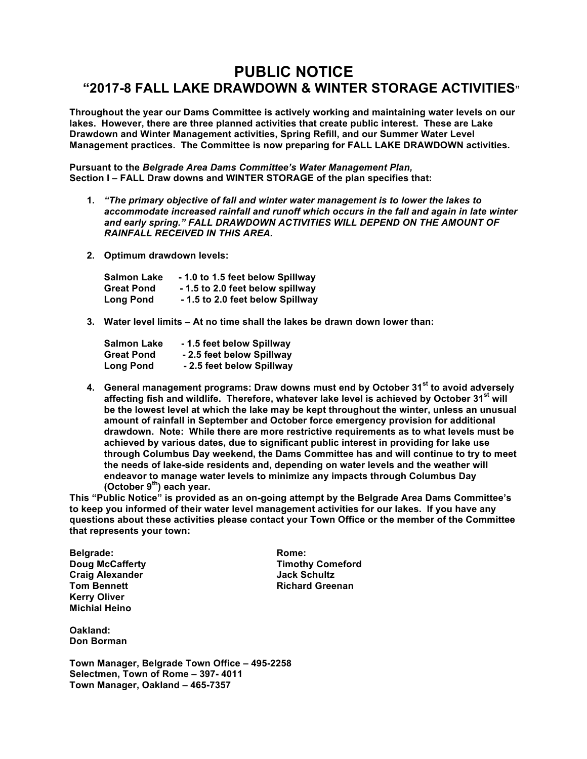# PUBLIC NOTICE

## "2017-8 FALL LAKE DRAWDOWN & WINTER STORAGE ACTIVITIES"

**Throughout the year our Dams Committee is actively working and maintaining water levels on our lakes. However, there are three planned activities that create public interest. These are Lake Drawdown and Winter Management activities, Spring Refill, and our Summer Water Level Management practices. The Committee is now preparing for FALL LAKE DRAWDOWN activities.**

**Pursuant to the *Belgrade Area Dams Committee's Water Management Plan,* Section I – FALL Draw downs and WINTER STORAGE of the plan specifies that:**

1. ***"The primary objective of fall and winter water management is to lower the lakes to accommodate increased rainfall and runoff which occurs in the fall and again in late winter and early spring." FALL DRAWDOWN ACTIVITIES WILL DEPEND ON THE AMOUNT OF RAINFALL RECEIVED IN THIS AREA.***

2. **Optimum drawdown levels:**

   **Salmon Lake - 1.0 to 1.5 feet below Spillway**
   **Great Pond - 1.5 to 2.0 feet below spillway**
   **Long Pond - 1.5 to 2.0 feet below Spillway**

3. **Water level limits – At no time shall the lakes be drawn down lower than:**

   **Salmon Lake - 1.5 feet below Spillway**
   **Great Pond - 2.5 feet below Spillway**
   **Long Pond - 2.5 feet below Spillway**

4. **General management programs: Draw downs must end by October 31st to avoid adversely affecting fish and wildlife. Therefore, whatever lake level is achieved by October 31st will be the lowest level at which the lake may be kept throughout the winter, unless an unusual amount of rainfall in September and October force emergency provision for additional drawdown. Note: While there are more restrictive requirements as to what levels must be achieved by various dates, due to significant public interest in providing for lake use through Columbus Day weekend, the Dams Committee has and will continue to try to meet the needs of lake-side residents and, depending on water levels and the weather will endeavor to manage water levels to minimize any impacts through Columbus Day (October 9th) each year.**

**This "Public Notice" is provided as an on-going attempt by the Belgrade Area Dams Committee's to keep you informed of their water level management activities for our lakes. If you have any questions about these activities please contact your Town Office or the member of the Committee that represents your town:**

**Belgrade:**
**Doug McCafferty**
**Craig Alexander**
**Tom Bennett**
**Kerry Oliver**
**Michial Heino**

**Rome:**
**Timothy Comeford**
**Jack Schultz**
**Richard Greenan**

**Oakland:**
**Don Borman**

**Town Manager, Belgrade Town Office – 495-2258**
**Selectmen, Town of Rome – 397- 4011**
**Town Manager, Oakland – 465-7357**